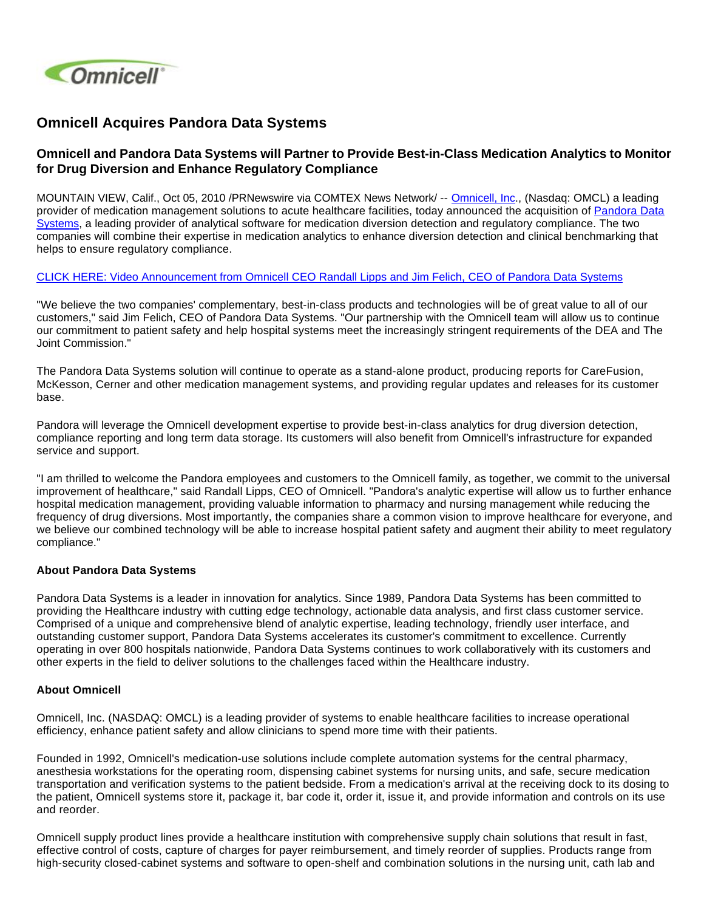# Omnicell Acquires Pandora Data Systems

## Omnicell and Pandora Data Systems will Partner to Provide Best-in-Class Medication Analytics to Monitor for Drug Diversion and Enhance Regulatory Compliance

MOUNTAIN VIEW, Calif., Oct 05, 2010 /PRNewswire via COMTEX News Network/ -- Omnicell, Inc., (Nasdaq: OMCL) a leading provider of medication management solutions to acute healthcare facilities, today announced the acquisition of Pandora Data Systems, a leading provider of analytical software for medication diversion detection and regulatory compliance. The two companies will combine their expertise in medication analytics to enhance diversion detection and clinical benchmarking that helps to ensure regulatory compliance.

CLICK HERE: Video Announcement from Omnicell CEO Randall Lipps and Jim Felich, CEO of Pandora Data Systems

"We believe the two companies' complementary, best-in-class products and technologies will be of great value to all of our customers," said Jim Felich, CEO of Pandora Data Systems. "Our partnership with the Omnicell team will allow us to continue our commitment to patient safety and help hospital systems meet the increasingly stringent requirements of the DEA and The Joint Commission."

The Pandora Data Systems solution will continue to operate as a stand-alone product, producing reports for CareFusion, McKesson, Cerner and other medication management systems, and providing regular updates and releases for its customer base.

Pandora will leverage the Omnicell development expertise to provide best-in-class analytics for drug diversion detection, compliance reporting and long term data storage. Its customers will also benefit from Omnicell's infrastructure for expanded service and support.

"I am thrilled to welcome the Pandora employees and customers to the Omnicell family, as together, we commit to the universal improvement of healthcare," said Randall Lipps, CEO of Omnicell. "Pandora's analytic expertise will allow us to further enhance hospital medication management, providing valuable information to pharmacy and nursing management while reducing the frequency of drug diversions. Most importantly, the companies share a common vision to improve healthcare for everyone, and we believe our combined technology will be able to increase hospital patient safety and augment their ability to meet regulatory compliance."

**About Pandora Data Systems**

Pandora Data Systems is a leader in innovation for analytics. Since 1989, Pandora Data Systems has been committed to providing the Healthcare industry with cutting edge technology, actionable data analysis, and first class customer service. Comprised of a unique and comprehensive blend of analytic expertise, leading technology, friendly user interface, and outstanding customer support, Pandora Data Systems accelerates its customer's commitment to excellence. Currently operating in over 800 hospitals nationwide, Pandora Data Systems continues to work collaboratively with its customers and other experts in the field to deliver solutions to the challenges faced within the Healthcare industry.

**About Omnicell**

Omnicell, Inc. (NASDAQ: OMCL) is a leading provider of systems to enable healthcare facilities to increase operational efficiency, enhance patient safety and allow clinicians to spend more time with their patients.

Founded in 1992, Omnicell's medication-use solutions include complete automation systems for the central pharmacy, anesthesia workstations for the operating room, dispensing cabinet systems for nursing units, and safe, secure medication transportation and verification systems to the patient bedside. From a medication's arrival at the receiving dock to its dosing to the patient, Omnicell systems store it, package it, bar code it, order it, issue it, and provide information and controls on its use and reorder.

Omnicell supply product lines provide a healthcare institution with comprehensive supply chain solutions that result in fast, effective control of costs, capture of charges for payer reimbursement, and timely reorder of supplies. Products range from high-security closed-cabinet systems and software to open-shelf and combination solutions in the nursing unit, cath lab and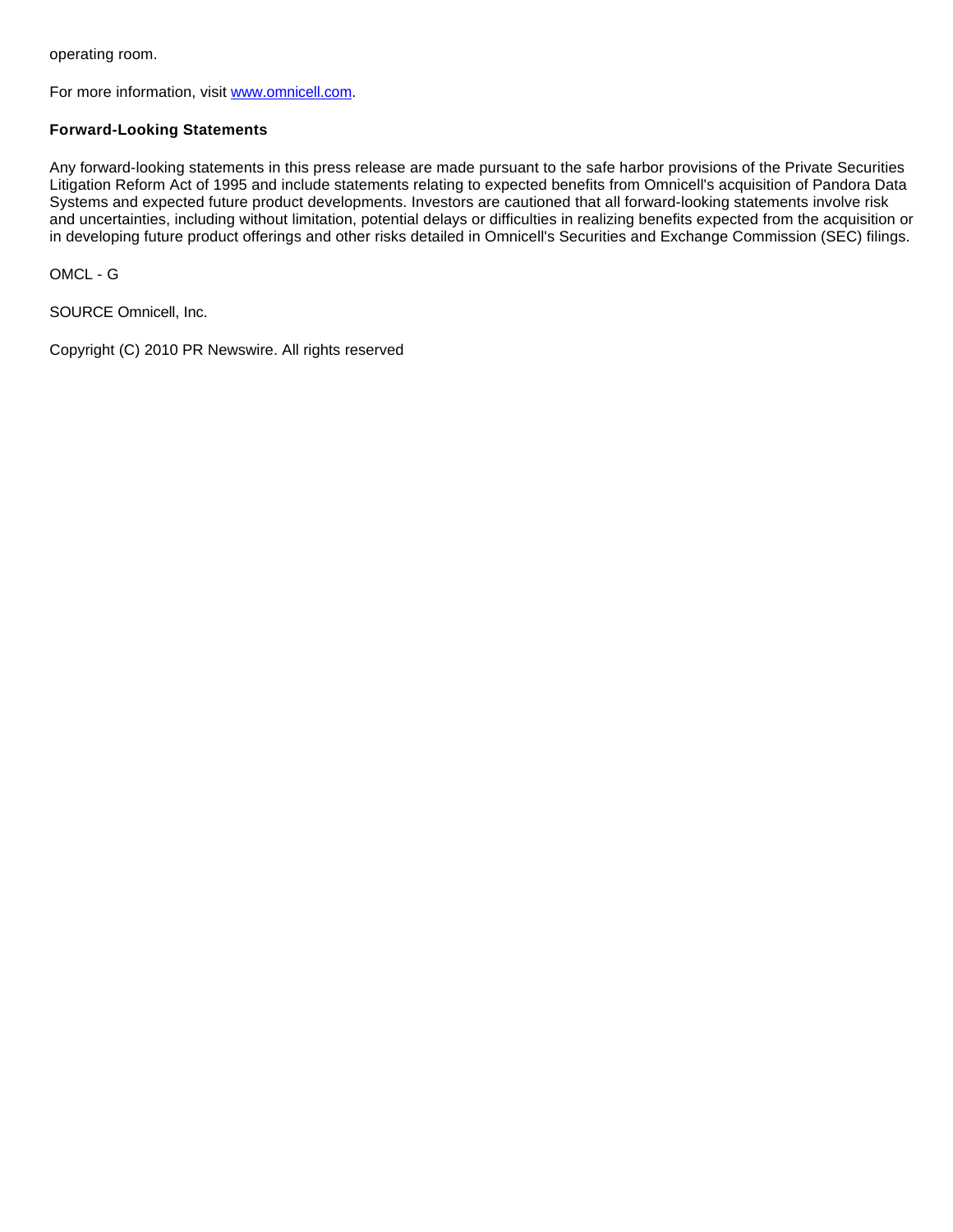operating room.

For more information, visit [www.omnicell.com](www.omnicell.com).

**Forward-Looking Statements**

Any forward-looking statements in this press release are made pursuant to the safe harbor provisions of the Private Securities Litigation Reform Act of 1995 and include statements relating to expected benefits from Omnicell's acquisition of Pandora Data Systems and expected future product developments. Investors are cautioned that all forward-looking statements involve risk and uncertainties, including without limitation, potential delays or difficulties in realizing benefits expected from the acquisition or in developing future product offerings and other risks detailed in Omnicell's Securities and Exchange Commission (SEC) filings.

OMCL - G

SOURCE Omnicell, Inc.

Copyright (C) 2010 PR Newswire. All rights reserved